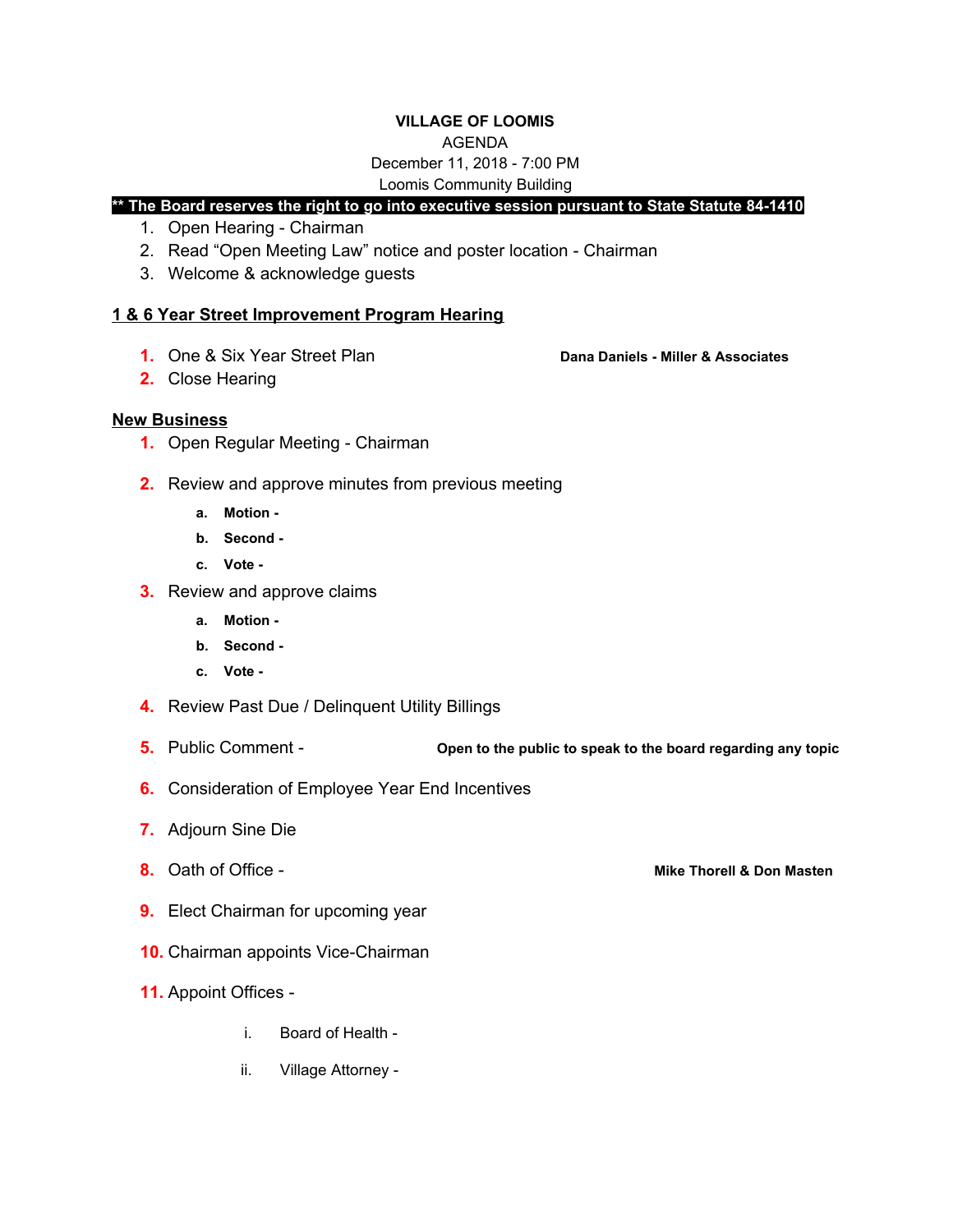**VILLAGE OF LOOMIS**

AGENDA

December 11, 2018 - 7:00 PM

Loomis Community Building

**** The Board reserves the right to go into executive session pursuant to State Statute 84-1410**

1. Open Hearing - Chairman
2. Read "Open Meeting Law" notice and poster location - Chairman
3. Welcome & acknowledge guests

## 1 & 6 Year Street Improvement Program Hearing

1. One & Six Year Street Plan — **Dana Daniels - Miller & Associates**
2. Close Hearing

## New Business

1. Open Regular Meeting - Chairman
2. Review and approve minutes from previous meeting
   a. **Motion -**
   b. **Second -**
   c. **Vote -**
3. Review and approve claims
   a. **Motion -**
   b. **Second -**
   c. **Vote -**
4. Review Past Due / Delinquent Utility Billings
5. Public Comment - **Open to the public to speak to the board regarding any topic**
6. Consideration of Employee Year End Incentives
7. Adjourn Sine Die
8. Oath of Office - **Mike Thorell & Don Masten**
9. Elect Chairman for upcoming year
10. Chairman appoints Vice-Chairman
11. Appoint Offices -
    i. Board of Health -
    ii. Village Attorney -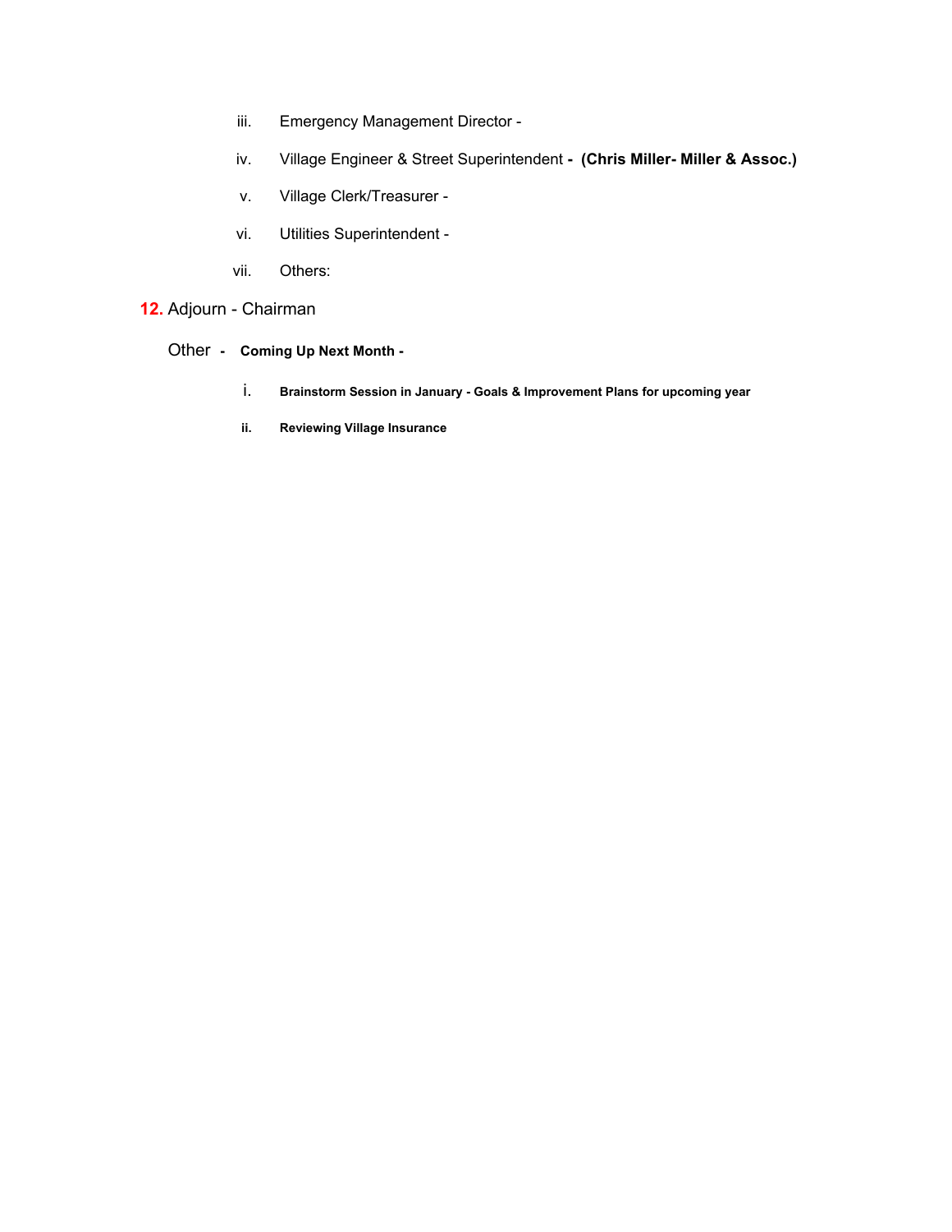iii. Emergency Management Director -

iv. Village Engineer & Street Superintendent **- (Chris Miller- Miller & Assoc.)**

v. Village Clerk/Treasurer -

vi. Utilities Superintendent -

vii. Others:

**12.** Adjourn - Chairman

Other **- Coming Up Next Month -**

i. **Brainstorm Session in January - Goals & Improvement Plans for upcoming year**

**ii. Reviewing Village Insurance**